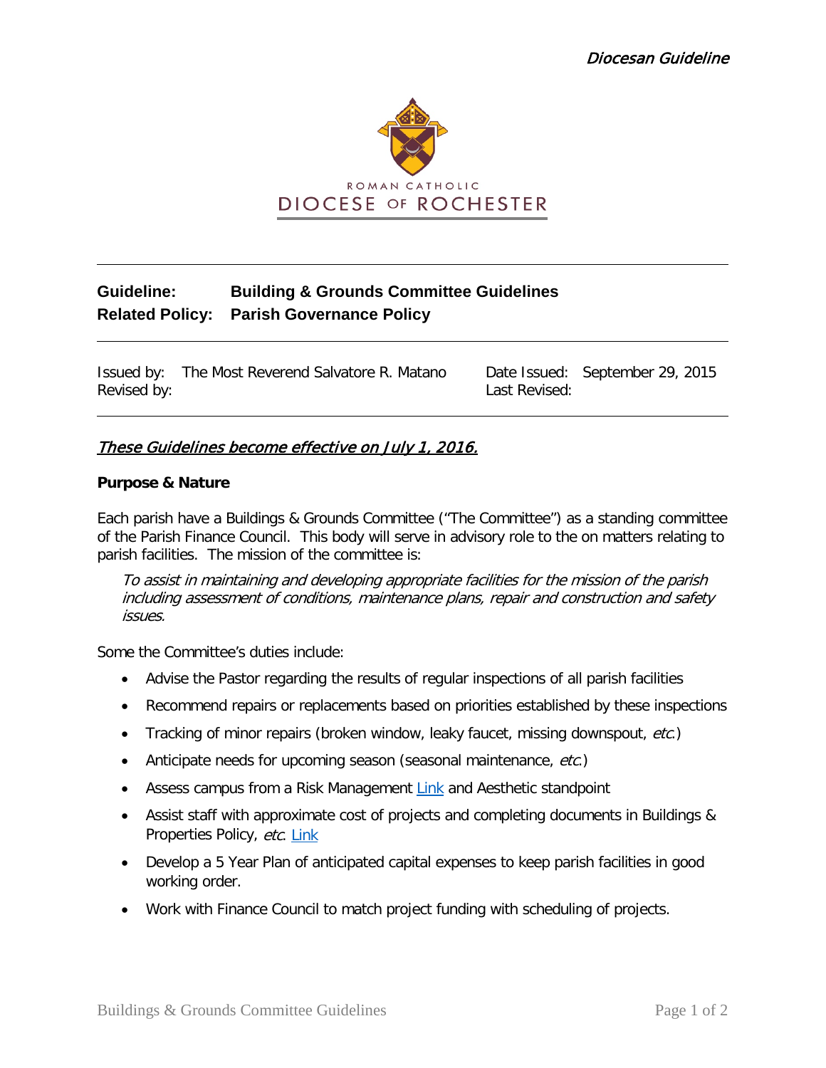*Diocesan Guideline*

ROMAN CATHOLIC
DIOCESE OF ROCHESTER

**Guideline:** **Building & Grounds Committee Guidelines**
**Related Policy:** **Parish Governance Policy**

| Issued by: The Most Reverend Salvatore R. Matano | Date Issued: September 29, 2015 |
|---|---|
| Revised by: | Last Revised: |

***These Guidelines become effective on July 1, 2016.***

**Purpose & Nature**

Each parish have a Buildings & Grounds Committee ("The Committee") as a standing committee of the Parish Finance Council. This body will serve in advisory role to the on matters relating to parish facilities. The mission of the committee is:

> *To assist in maintaining and developing appropriate facilities for the mission of the parish including assessment of conditions, maintenance plans, repair and construction and safety issues.*

Some the Committee's duties include:

- Advise the Pastor regarding the results of regular inspections of all parish facilities
- Recommend repairs or replacements based on priorities established by these inspections
- Tracking of minor repairs (broken window, leaky faucet, missing downspout, *etc.*)
- Anticipate needs for upcoming season (seasonal maintenance, *etc.*)
- Assess campus from a Risk Management Link and Aesthetic standpoint
- Assist staff with approximate cost of projects and completing documents in Buildings & Properties Policy, *etc.* Link
- Develop a 5 Year Plan of anticipated capital expenses to keep parish facilities in good working order.
- Work with Finance Council to match project funding with scheduling of projects.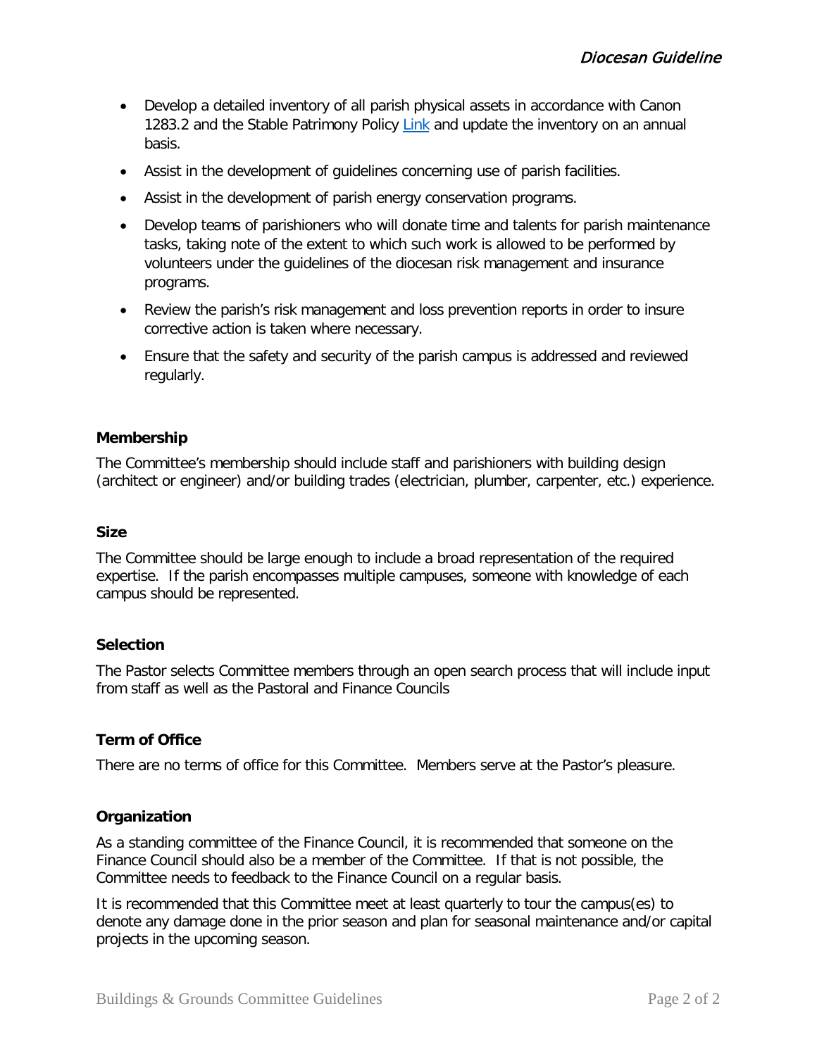- Develop a detailed inventory of all parish physical assets in accordance with Canon 1283.2 and the Stable Patrimony Policy Link and update the inventory on an annual basis.
- Assist in the development of guidelines concerning use of parish facilities.
- Assist in the development of parish energy conservation programs.
- Develop teams of parishioners who will donate time and talents for parish maintenance tasks, taking note of the extent to which such work is allowed to be performed by volunteers under the guidelines of the diocesan risk management and insurance programs.
- Review the parish's risk management and loss prevention reports in order to insure corrective action is taken where necessary.
- Ensure that the safety and security of the parish campus is addressed and reviewed regularly.

**Membership**

The Committee's membership should include staff and parishioners with building design (architect or engineer) and/or building trades (electrician, plumber, carpenter, etc.) experience.

**Size**

The Committee should be large enough to include a broad representation of the required expertise. If the parish encompasses multiple campuses, someone with knowledge of each campus should be represented.

**Selection**

The Pastor selects Committee members through an open search process that will include input from staff as well as the Pastoral and Finance Councils

**Term of Office**

There are no terms of office for this Committee. Members serve at the Pastor's pleasure.

**Organization**

As a standing committee of the Finance Council, it is recommended that someone on the Finance Council should also be a member of the Committee. If that is not possible, the Committee needs to feedback to the Finance Council on a regular basis.

It is recommended that this Committee meet at least quarterly to tour the campus(es) to denote any damage done in the prior season and plan for seasonal maintenance and/or capital projects in the upcoming season.